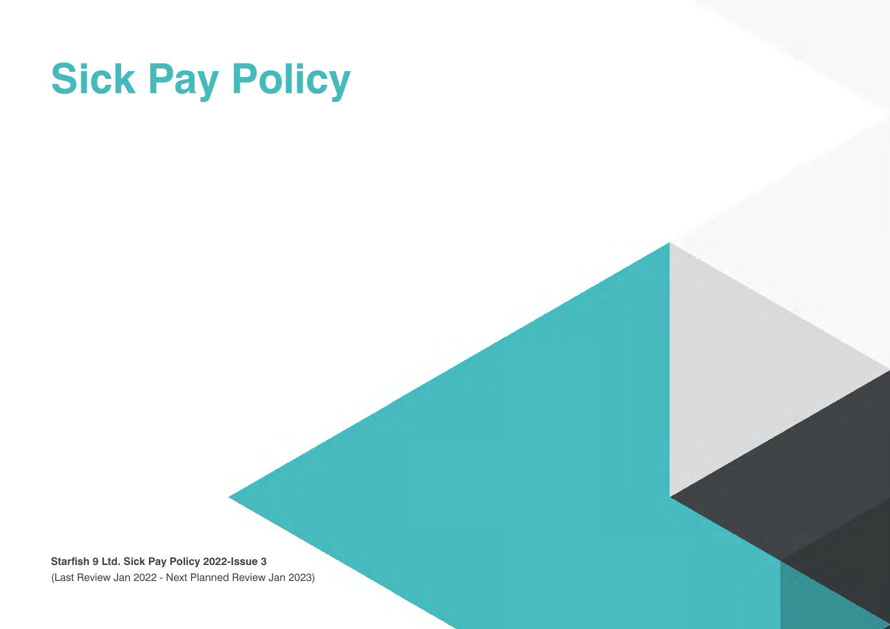# Sick Pay Policy

**Starfish 9 Ltd. Sick Pay Policy 2022-Issue 3**
(Last Review Jan 2022 - Next Planned Review Jan 2023)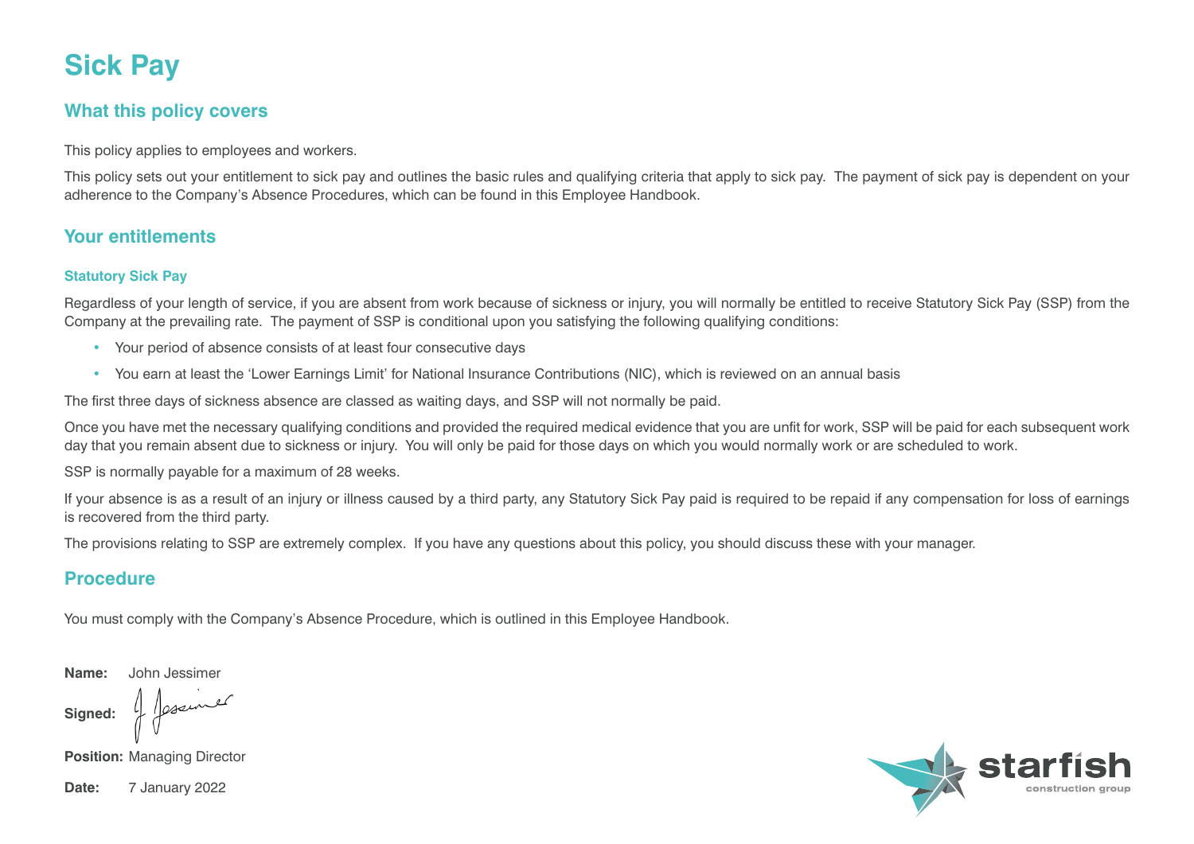# Sick Pay

## What this policy covers

This policy applies to employees and workers.

This policy sets out your entitlement to sick pay and outlines the basic rules and qualifying criteria that apply to sick pay. The payment of sick pay is dependent on your adherence to the Company's Absence Procedures, which can be found in this Employee Handbook.

## Your entitlements

### Statutory Sick Pay

Regardless of your length of service, if you are absent from work because of sickness or injury, you will normally be entitled to receive Statutory Sick Pay (SSP) from the Company at the prevailing rate. The payment of SSP is conditional upon you satisfying the following qualifying conditions:

- Your period of absence consists of at least four consecutive days
- You earn at least the 'Lower Earnings Limit' for National Insurance Contributions (NIC), which is reviewed on an annual basis

The first three days of sickness absence are classed as waiting days, and SSP will not normally be paid.

Once you have met the necessary qualifying conditions and provided the required medical evidence that you are unfit for work, SSP will be paid for each subsequent work day that you remain absent due to sickness or injury. You will only be paid for those days on which you would normally work or are scheduled to work.

SSP is normally payable for a maximum of 28 weeks.

If your absence is as a result of an injury or illness caused by a third party, any Statutory Sick Pay paid is required to be repaid if any compensation for loss of earnings is recovered from the third party.

The provisions relating to SSP are extremely complex. If you have any questions about this policy, you should discuss these with your manager.

## Procedure

You must comply with the Company's Absence Procedure, which is outlined in this Employee Handbook.

**Name:** John Jessimer

**Signed:** J Jessimer

**Position:** Managing Director

**Date:** 7 January 2022

starfish construction group